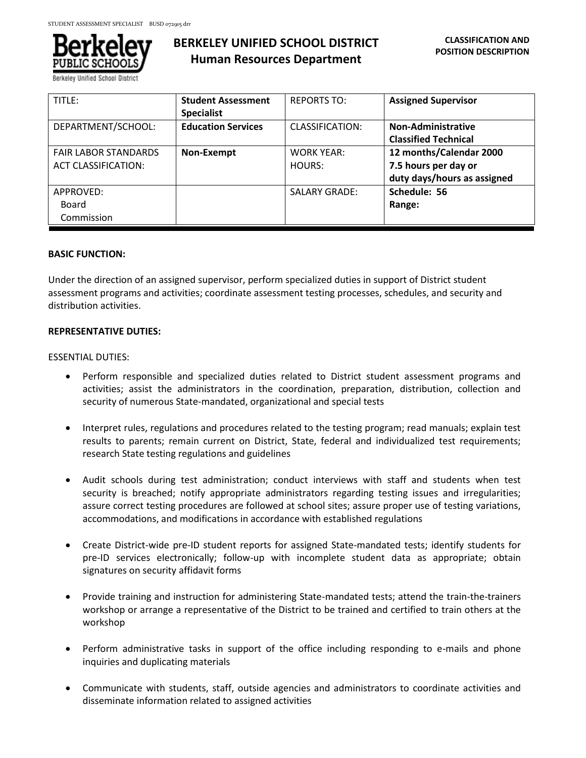**BERKELEY UNIFIED SCHOOL DISTRICT**
**Human Resources Department**

**CLASSIFICATION AND POSITION DESCRIPTION**

| TITLE: | **Student Assessment Specialist** | REPORTS TO: | **Assigned Supervisor** |
|---|---|---|---|
| DEPARTMENT/SCHOOL: | **Education Services** | CLASSIFICATION: | **Non-Administrative Classified Technical** |
| FAIR LABOR STANDARDS ACT CLASSIFICATION: | **Non-Exempt** | WORK YEAR: HOURS: | **12 months/Calendar 2000 7.5 hours per day or duty days/hours as assigned** |
| APPROVED: Board Commission | | SALARY GRADE: | **Schedule: 56 Range:** |

**BASIC FUNCTION:**

Under the direction of an assigned supervisor, perform specialized duties in support of District student assessment programs and activities; coordinate assessment testing processes, schedules, and security and distribution activities.

**REPRESENTATIVE DUTIES:**

ESSENTIAL DUTIES:

- Perform responsible and specialized duties related to District student assessment programs and activities; assist the administrators in the coordination, preparation, distribution, collection and security of numerous State-mandated, organizational and special tests

- Interpret rules, regulations and procedures related to the testing program; read manuals; explain test results to parents; remain current on District, State, federal and individualized test requirements; research State testing regulations and guidelines

- Audit schools during test administration; conduct interviews with staff and students when test security is breached; notify appropriate administrators regarding testing issues and irregularities; assure correct testing procedures are followed at school sites; assure proper use of testing variations, accommodations, and modifications in accordance with established regulations

- Create District-wide pre-ID student reports for assigned State-mandated tests; identify students for pre-ID services electronically; follow-up with incomplete student data as appropriate; obtain signatures on security affidavit forms

- Provide training and instruction for administering State-mandated tests; attend the train-the-trainers workshop or arrange a representative of the District to be trained and certified to train others at the workshop

- Perform administrative tasks in support of the office including responding to e-mails and phone inquiries and duplicating materials

- Communicate with students, staff, outside agencies and administrators to coordinate activities and disseminate information related to assigned activities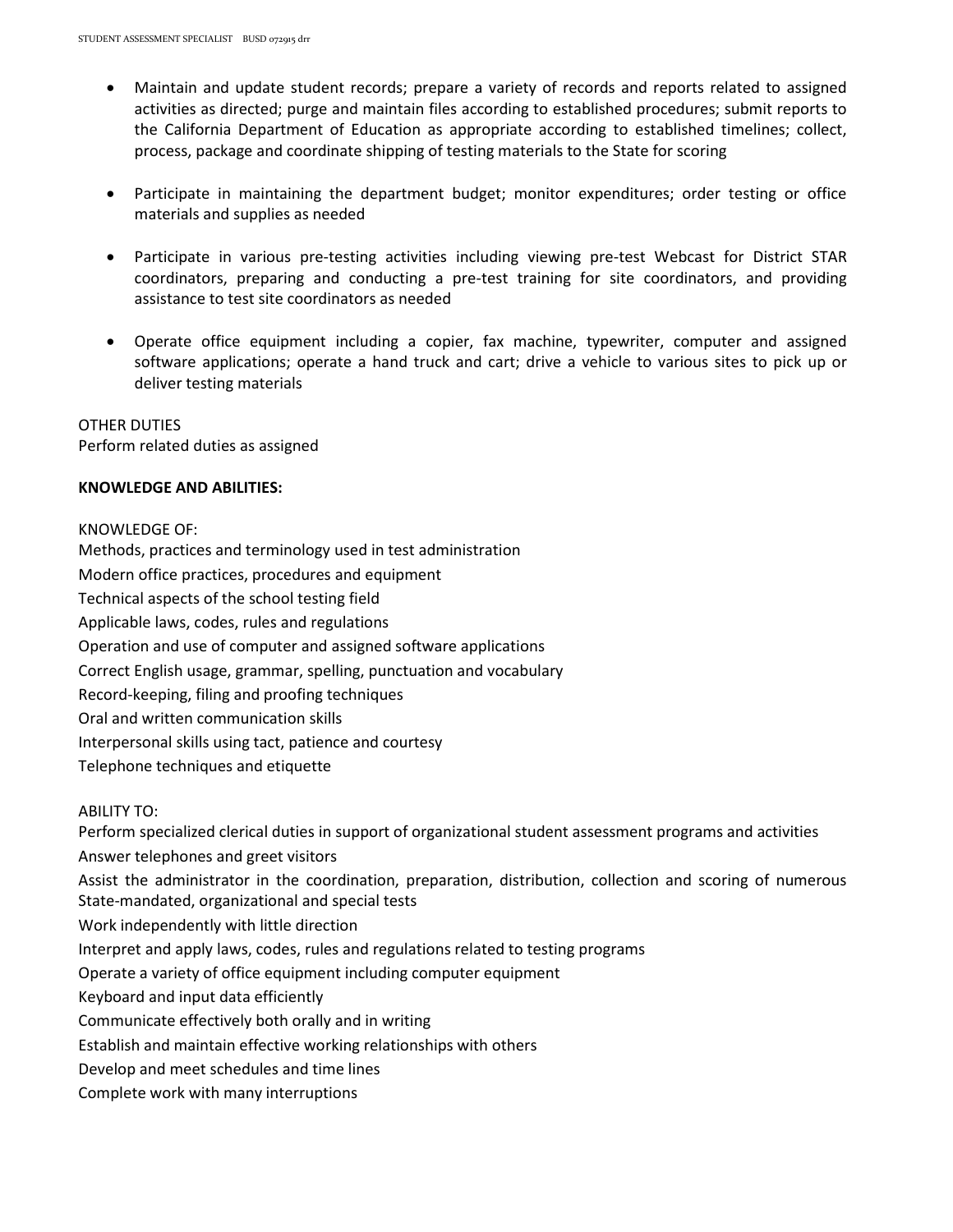- Maintain and update student records; prepare a variety of records and reports related to assigned activities as directed; purge and maintain files according to established procedures; submit reports to the California Department of Education as appropriate according to established timelines; collect, process, package and coordinate shipping of testing materials to the State for scoring

- Participate in maintaining the department budget; monitor expenditures; order testing or office materials and supplies as needed

- Participate in various pre-testing activities including viewing pre-test Webcast for District STAR coordinators, preparing and conducting a pre-test training for site coordinators, and providing assistance to test site coordinators as needed

- Operate office equipment including a copier, fax machine, typewriter, computer and assigned software applications; operate a hand truck and cart; drive a vehicle to various sites to pick up or deliver testing materials

OTHER DUTIES
Perform related duties as assigned

**KNOWLEDGE AND ABILITIES:**

KNOWLEDGE OF:
Methods, practices and terminology used in test administration
Modern office practices, procedures and equipment
Technical aspects of the school testing field
Applicable laws, codes, rules and regulations
Operation and use of computer and assigned software applications
Correct English usage, grammar, spelling, punctuation and vocabulary
Record-keeping, filing and proofing techniques
Oral and written communication skills
Interpersonal skills using tact, patience and courtesy
Telephone techniques and etiquette

ABILITY TO:
Perform specialized clerical duties in support of organizational student assessment programs and activities
Answer telephones and greet visitors
Assist the administrator in the coordination, preparation, distribution, collection and scoring of numerous State-mandated, organizational and special tests
Work independently with little direction
Interpret and apply laws, codes, rules and regulations related to testing programs
Operate a variety of office equipment including computer equipment
Keyboard and input data efficiently
Communicate effectively both orally and in writing
Establish and maintain effective working relationships with others
Develop and meet schedules and time lines
Complete work with many interruptions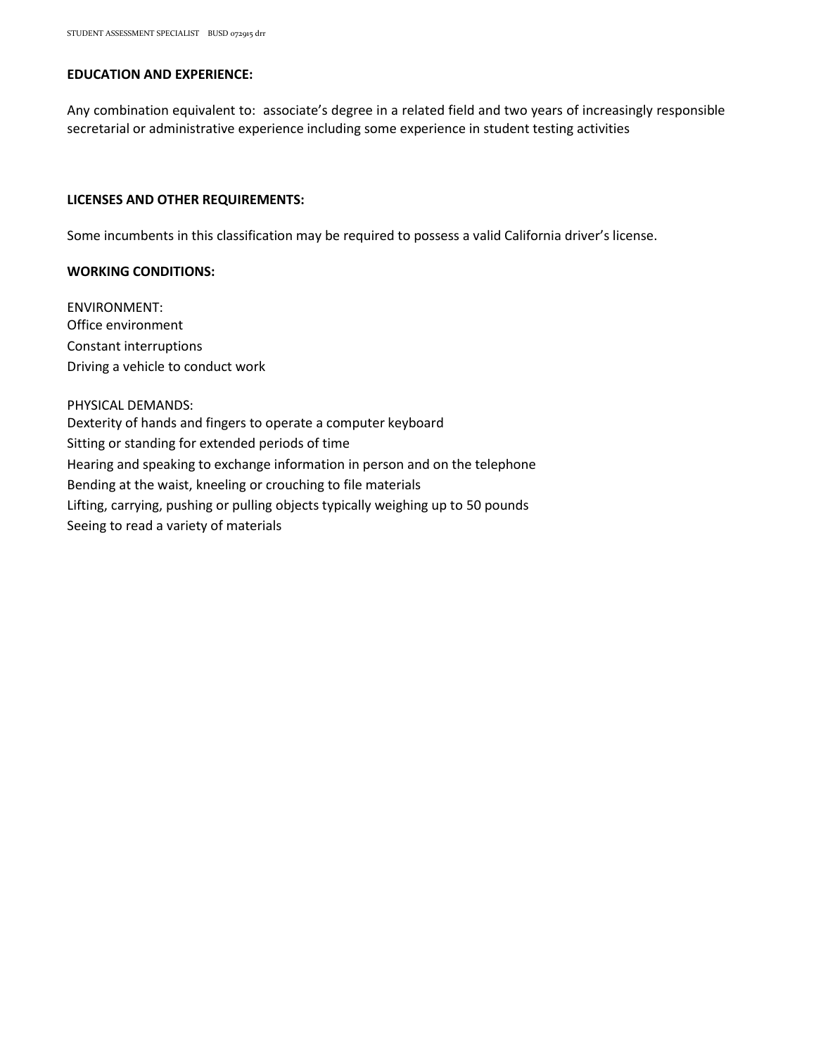**EDUCATION AND EXPERIENCE:**

Any combination equivalent to: associate's degree in a related field and two years of increasingly responsible secretarial or administrative experience including some experience in student testing activities

**LICENSES AND OTHER REQUIREMENTS:**

Some incumbents in this classification may be required to possess a valid California driver's license.

**WORKING CONDITIONS:**

ENVIRONMENT:
Office environment
Constant interruptions
Driving a vehicle to conduct work

PHYSICAL DEMANDS:
Dexterity of hands and fingers to operate a computer keyboard
Sitting or standing for extended periods of time
Hearing and speaking to exchange information in person and on the telephone
Bending at the waist, kneeling or crouching to file materials
Lifting, carrying, pushing or pulling objects typically weighing up to 50 pounds
Seeing to read a variety of materials